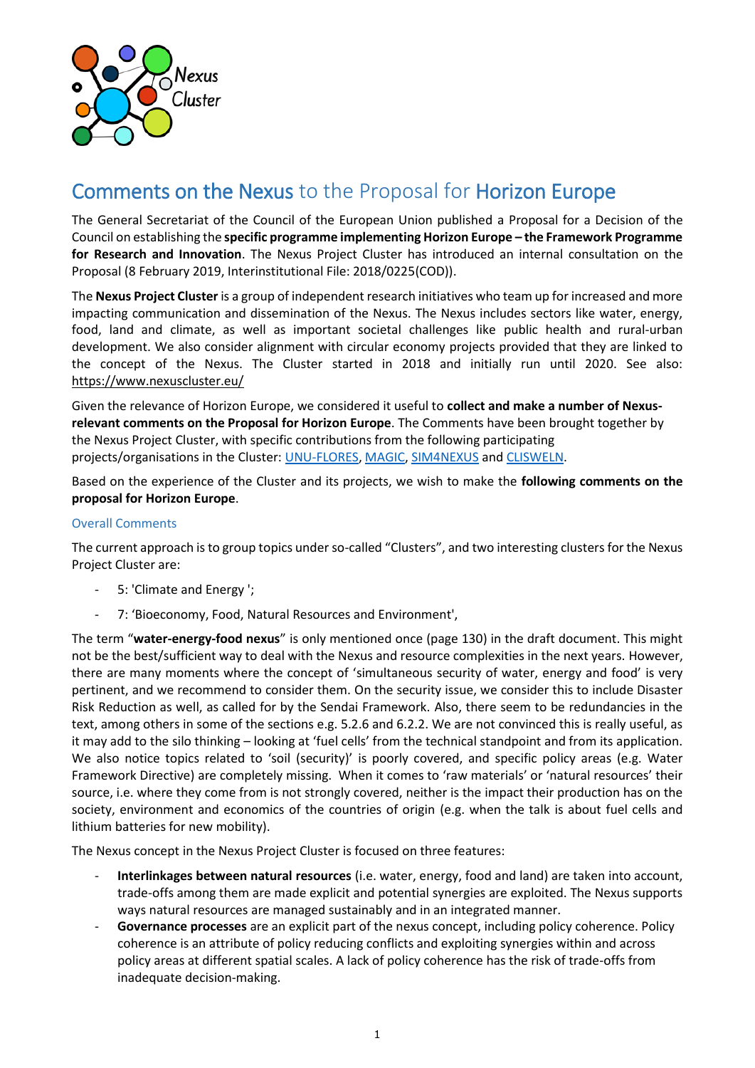# Comments on the Nexus to the Proposal for Horizon Europe

The General Secretariat of the Council of the European Union published a Proposal for a Decision of the Council on establishing the **specific programme implementing Horizon Europe – the Framework Programme for Research and Innovation**. The Nexus Project Cluster has introduced an internal consultation on the Proposal (8 February 2019, Interinstitutional File: 2018/0225(COD)).

The **Nexus Project Cluster** is a group of independent research initiatives who team up for increased and more impacting communication and dissemination of the Nexus. The Nexus includes sectors like water, energy, food, land and climate, as well as important societal challenges like public health and rural-urban development. We also consider alignment with circular economy projects provided that they are linked to the concept of the Nexus. The Cluster started in 2018 and initially run until 2020. See also: https://www.nexuscluster.eu/

Given the relevance of Horizon Europe, we considered it useful to **collect and make a number of Nexus-relevant comments on the Proposal for Horizon Europe**. The Comments have been brought together by the Nexus Project Cluster, with specific contributions from the following participating projects/organisations in the Cluster: UNU-FLORES, MAGIC, SIM4NEXUS and CLISWELN.

Based on the experience of the Cluster and its projects, we wish to make the **following comments on the proposal for Horizon Europe**.

## Overall Comments

The current approach is to group topics under so-called "Clusters", and two interesting clusters for the Nexus Project Cluster are:

- 5: 'Climate and Energy ';
- 7: 'Bioeconomy, Food, Natural Resources and Environment',

The term "**water-energy-food nexus**" is only mentioned once (page 130) in the draft document. This might not be the best/sufficient way to deal with the Nexus and resource complexities in the next years. However, there are many moments where the concept of 'simultaneous security of water, energy and food' is very pertinent, and we recommend to consider them. On the security issue, we consider this to include Disaster Risk Reduction as well, as called for by the Sendai Framework. Also, there seem to be redundancies in the text, among others in some of the sections e.g. 5.2.6 and 6.2.2. We are not convinced this is really useful, as it may add to the silo thinking – looking at 'fuel cells' from the technical standpoint and from its application. We also notice topics related to 'soil (security)' is poorly covered, and specific policy areas (e.g. Water Framework Directive) are completely missing. When it comes to 'raw materials' or 'natural resources' their source, i.e. where they come from is not strongly covered, neither is the impact their production has on the society, environment and economics of the countries of origin (e.g. when the talk is about fuel cells and lithium batteries for new mobility).

The Nexus concept in the Nexus Project Cluster is focused on three features:

- **Interlinkages between natural resources** (i.e. water, energy, food and land) are taken into account, trade-offs among them are made explicit and potential synergies are exploited. The Nexus supports ways natural resources are managed sustainably and in an integrated manner.
- **Governance processes** are an explicit part of the nexus concept, including policy coherence. Policy coherence is an attribute of policy reducing conflicts and exploiting synergies within and across policy areas at different spatial scales. A lack of policy coherence has the risk of trade-offs from inadequate decision-making.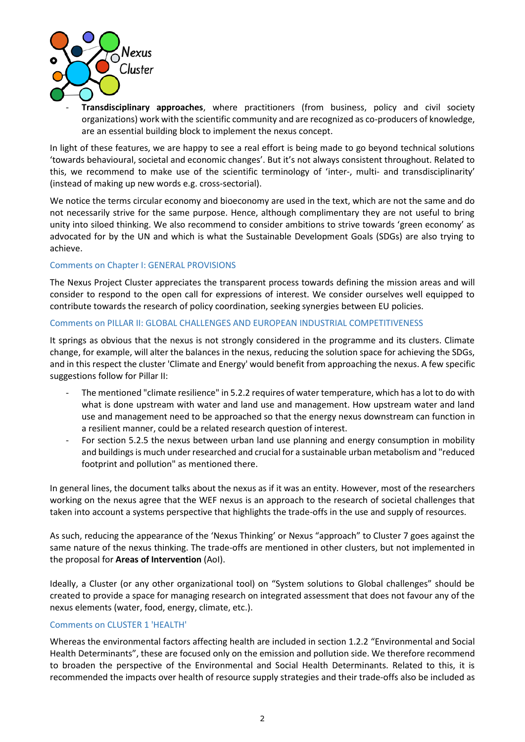- **Transdisciplinary approaches**, where practitioners (from business, policy and civil society organizations) work with the scientific community and are recognized as co-producers of knowledge, are an essential building block to implement the nexus concept.

In light of these features, we are happy to see a real effort is being made to go beyond technical solutions 'towards behavioural, societal and economic changes'. But it's not always consistent throughout. Related to this, we recommend to make use of the scientific terminology of 'inter-, multi- and transdisciplinarity' (instead of making up new words e.g. cross-sectorial).

We notice the terms circular economy and bioeconomy are used in the text, which are not the same and do not necessarily strive for the same purpose. Hence, although complimentary they are not useful to bring unity into siloed thinking. We also recommend to consider ambitions to strive towards 'green economy' as advocated for by the UN and which is what the Sustainable Development Goals (SDGs) are also trying to achieve.

## Comments on Chapter I: GENERAL PROVISIONS

The Nexus Project Cluster appreciates the transparent process towards defining the mission areas and will consider to respond to the open call for expressions of interest. We consider ourselves well equipped to contribute towards the research of policy coordination, seeking synergies between EU policies.

## Comments on PILLAR II: GLOBAL CHALLENGES AND EUROPEAN INDUSTRIAL COMPETITIVENESS

It springs as obvious that the nexus is not strongly considered in the programme and its clusters. Climate change, for example, will alter the balances in the nexus, reducing the solution space for achieving the SDGs, and in this respect the cluster 'Climate and Energy' would benefit from approaching the nexus. A few specific suggestions follow for Pillar II:

- The mentioned "climate resilience" in 5.2.2 requires of water temperature, which has a lot to do with what is done upstream with water and land use and management. How upstream water and land use and management need to be approached so that the energy nexus downstream can function in a resilient manner, could be a related research question of interest.
- For section 5.2.5 the nexus between urban land use planning and energy consumption in mobility and buildings is much under researched and crucial for a sustainable urban metabolism and "reduced footprint and pollution" as mentioned there.

In general lines, the document talks about the nexus as if it was an entity. However, most of the researchers working on the nexus agree that the WEF nexus is an approach to the research of societal challenges that taken into account a systems perspective that highlights the trade-offs in the use and supply of resources.

As such, reducing the appearance of the 'Nexus Thinking' or Nexus "approach" to Cluster 7 goes against the same nature of the nexus thinking. The trade-offs are mentioned in other clusters, but not implemented in the proposal for **Areas of Intervention** (AoI).

Ideally, a Cluster (or any other organizational tool) on "System solutions to Global challenges" should be created to provide a space for managing research on integrated assessment that does not favour any of the nexus elements (water, food, energy, climate, etc.).

## Comments on CLUSTER 1 'HEALTH'

Whereas the environmental factors affecting health are included in section 1.2.2 "Environmental and Social Health Determinants", these are focused only on the emission and pollution side. We therefore recommend to broaden the perspective of the Environmental and Social Health Determinants. Related to this, it is recommended the impacts over health of resource supply strategies and their trade-offs also be included as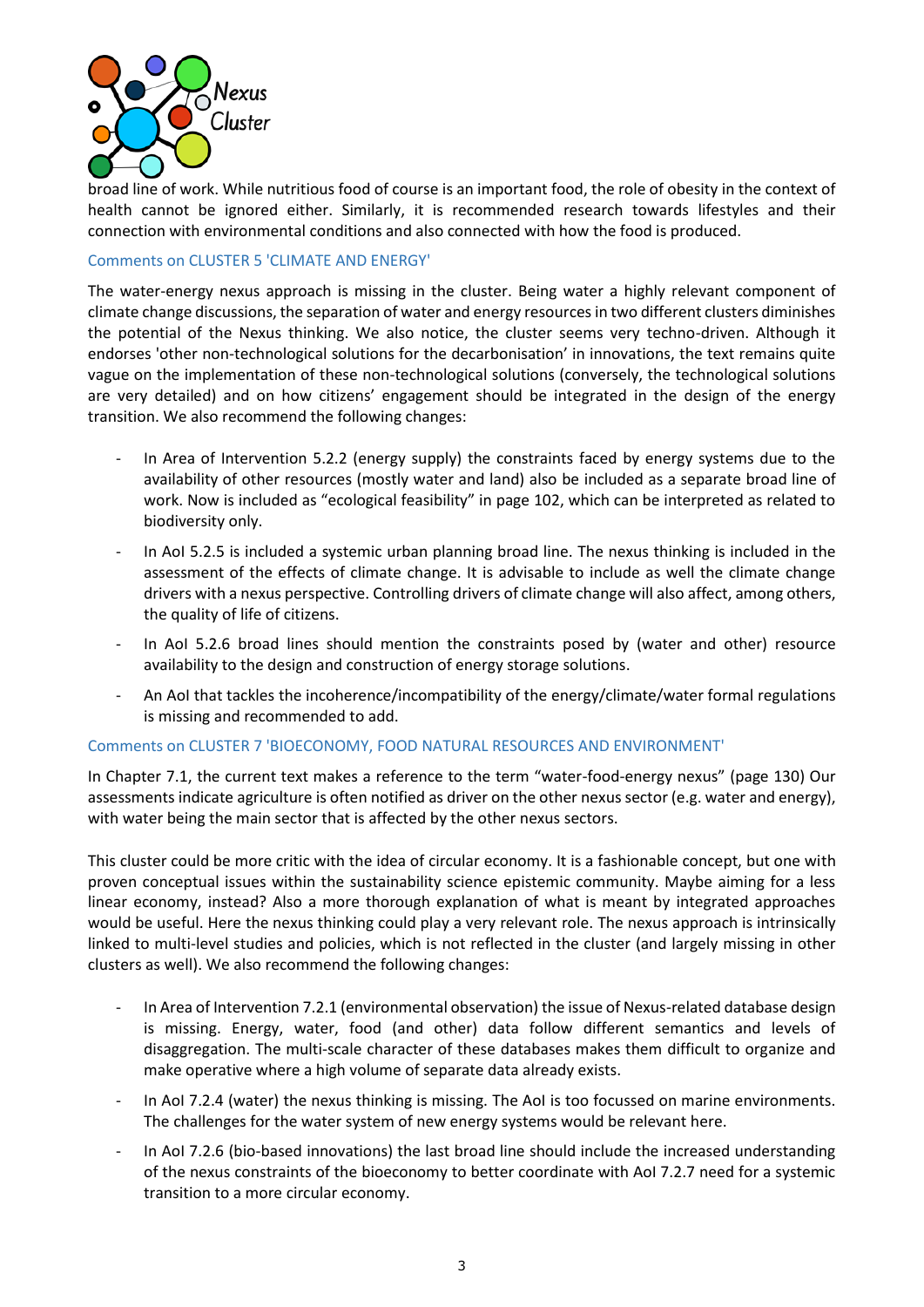broad line of work. While nutritious food of course is an important food, the role of obesity in the context of health cannot be ignored either. Similarly, it is recommended research towards lifestyles and their connection with environmental conditions and also connected with how the food is produced.

### Comments on CLUSTER 5 'CLIMATE AND ENERGY'

The water-energy nexus approach is missing in the cluster. Being water a highly relevant component of climate change discussions, the separation of water and energy resources in two different clusters diminishes the potential of the Nexus thinking. We also notice, the cluster seems very techno-driven. Although it endorses 'other non-technological solutions for the decarbonisation' in innovations, the text remains quite vague on the implementation of these non-technological solutions (conversely, the technological solutions are very detailed) and on how citizens' engagement should be integrated in the design of the energy transition. We also recommend the following changes:

- In Area of Intervention 5.2.2 (energy supply) the constraints faced by energy systems due to the availability of other resources (mostly water and land) also be included as a separate broad line of work. Now is included as "ecological feasibility" in page 102, which can be interpreted as related to biodiversity only.
- In AoI 5.2.5 is included a systemic urban planning broad line. The nexus thinking is included in the assessment of the effects of climate change. It is advisable to include as well the climate change drivers with a nexus perspective. Controlling drivers of climate change will also affect, among others, the quality of life of citizens.
- In AoI 5.2.6 broad lines should mention the constraints posed by (water and other) resource availability to the design and construction of energy storage solutions.
- An AoI that tackles the incoherence/incompatibility of the energy/climate/water formal regulations is missing and recommended to add.

### Comments on CLUSTER 7 'BIOECONOMY, FOOD NATURAL RESOURCES AND ENVIRONMENT'

In Chapter 7.1, the current text makes a reference to the term "water-food-energy nexus" (page 130) Our assessments indicate agriculture is often notified as driver on the other nexus sector (e.g. water and energy), with water being the main sector that is affected by the other nexus sectors.

This cluster could be more critic with the idea of circular economy. It is a fashionable concept, but one with proven conceptual issues within the sustainability science epistemic community. Maybe aiming for a less linear economy, instead? Also a more thorough explanation of what is meant by integrated approaches would be useful. Here the nexus thinking could play a very relevant role. The nexus approach is intrinsically linked to multi-level studies and policies, which is not reflected in the cluster (and largely missing in other clusters as well). We also recommend the following changes:

- In Area of Intervention 7.2.1 (environmental observation) the issue of Nexus-related database design is missing. Energy, water, food (and other) data follow different semantics and levels of disaggregation. The multi-scale character of these databases makes them difficult to organize and make operative where a high volume of separate data already exists.
- In AoI 7.2.4 (water) the nexus thinking is missing. The AoI is too focussed on marine environments. The challenges for the water system of new energy systems would be relevant here.
- In AoI 7.2.6 (bio-based innovations) the last broad line should include the increased understanding of the nexus constraints of the bioeconomy to better coordinate with AoI 7.2.7 need for a systemic transition to a more circular economy.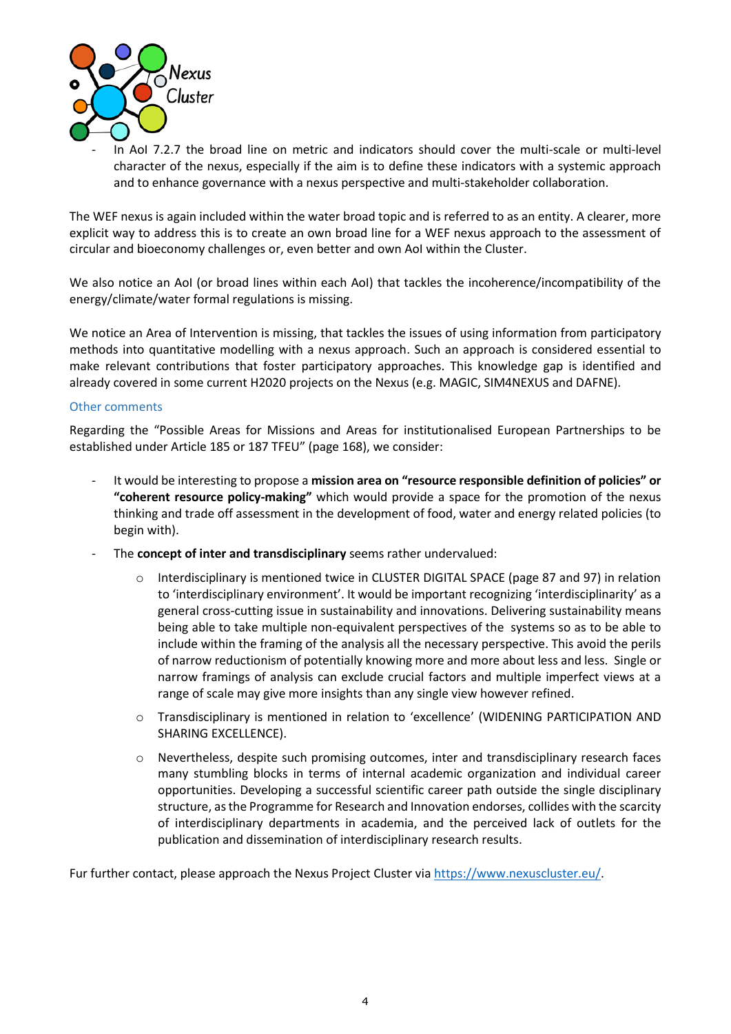- In AoI 7.2.7 the broad line on metric and indicators should cover the multi-scale or multi-level character of the nexus, especially if the aim is to define these indicators with a systemic approach and to enhance governance with a nexus perspective and multi-stakeholder collaboration.

The WEF nexus is again included within the water broad topic and is referred to as an entity. A clearer, more explicit way to address this is to create an own broad line for a WEF nexus approach to the assessment of circular and bioeconomy challenges or, even better and own AoI within the Cluster.

We also notice an AoI (or broad lines within each AoI) that tackles the incoherence/incompatibility of the energy/climate/water formal regulations is missing.

We notice an Area of Intervention is missing, that tackles the issues of using information from participatory methods into quantitative modelling with a nexus approach. Such an approach is considered essential to make relevant contributions that foster participatory approaches. This knowledge gap is identified and already covered in some current H2020 projects on the Nexus (e.g. MAGIC, SIM4NEXUS and DAFNE).

### Other comments

Regarding the "Possible Areas for Missions and Areas for institutionalised European Partnerships to be established under Article 185 or 187 TFEU" (page 168), we consider:

- It would be interesting to propose a **mission area on "resource responsible definition of policies" or "coherent resource policy-making"** which would provide a space for the promotion of the nexus thinking and trade off assessment in the development of food, water and energy related policies (to begin with).
- The **concept of inter and transdisciplinary** seems rather undervalued:
    - Interdisciplinary is mentioned twice in CLUSTER DIGITAL SPACE (page 87 and 97) in relation to 'interdisciplinary environment'. It would be important recognizing 'interdisciplinarity' as a general cross-cutting issue in sustainability and innovations. Delivering sustainability means being able to take multiple non-equivalent perspectives of the systems so as to be able to include within the framing of the analysis all the necessary perspective. This avoid the perils of narrow reductionism of potentially knowing more and more about less and less. Single or narrow framings of analysis can exclude crucial factors and multiple imperfect views at a range of scale may give more insights than any single view however refined.
    - Transdisciplinary is mentioned in relation to 'excellence' (WIDENING PARTICIPATION AND SHARING EXCELLENCE).
    - Nevertheless, despite such promising outcomes, inter and transdisciplinary research faces many stumbling blocks in terms of internal academic organization and individual career opportunities. Developing a successful scientific career path outside the single disciplinary structure, as the Programme for Research and Innovation endorses, collides with the scarcity of interdisciplinary departments in academia, and the perceived lack of outlets for the publication and dissemination of interdisciplinary research results.

Fur further contact, please approach the Nexus Project Cluster via https://www.nexuscluster.eu/.